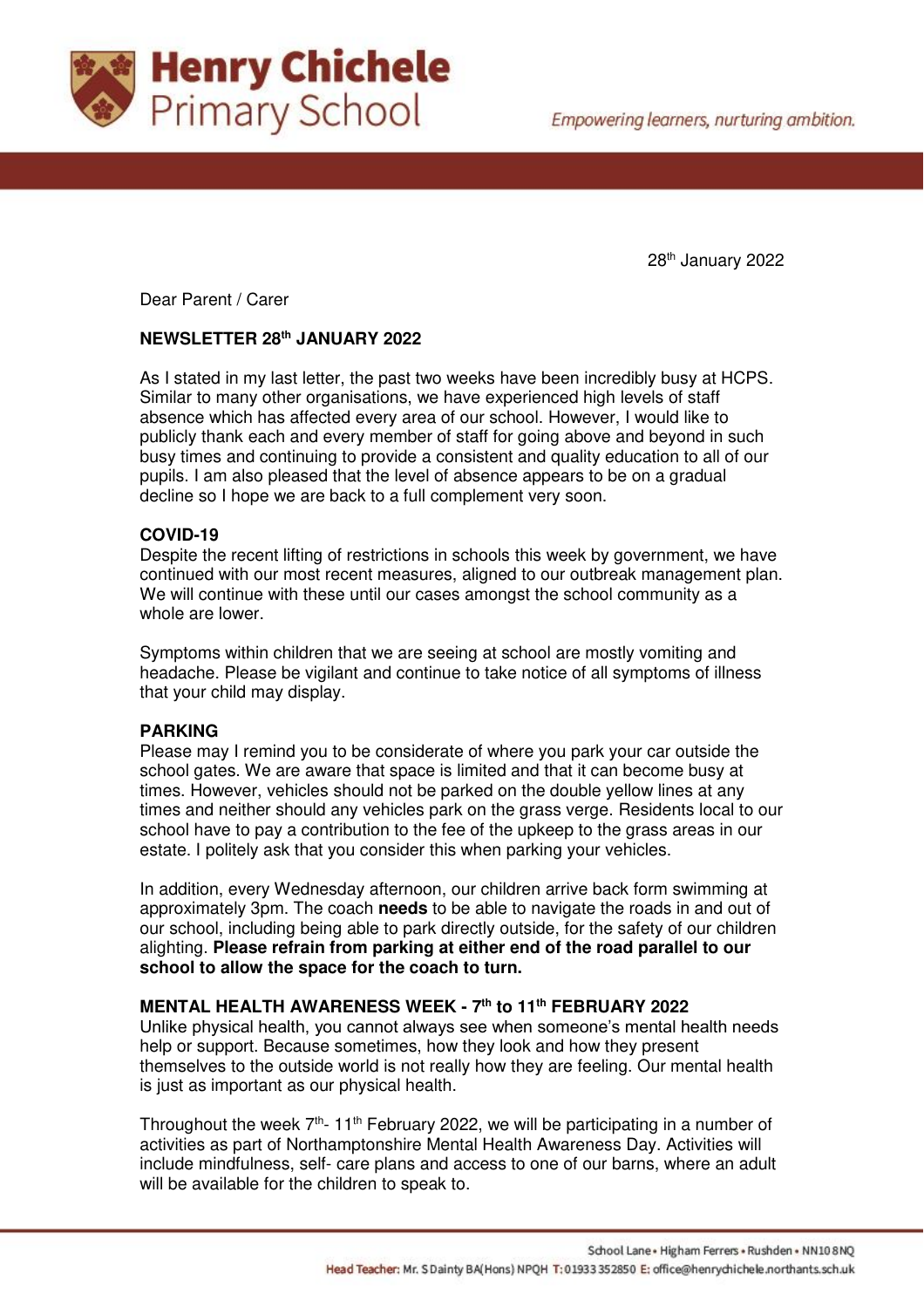# Henry Chichele Primary School

*Empowering learners, nurturing ambition.*

28th January 2022

Dear Parent / Carer

**NEWSLETTER 28th JANUARY 2022**

As I stated in my last letter, the past two weeks have been incredibly busy at HCPS. Similar to many other organisations, we have experienced high levels of staff absence which has affected every area of our school. However, I would like to publicly thank each and every member of staff for going above and beyond in such busy times and continuing to provide a consistent and quality education to all of our pupils. I am also pleased that the level of absence appears to be on a gradual decline so I hope we are back to a full complement very soon.

**COVID-19**

Despite the recent lifting of restrictions in schools this week by government, we have continued with our most recent measures, aligned to our outbreak management plan. We will continue with these until our cases amongst the school community as a whole are lower.

Symptoms within children that we are seeing at school are mostly vomiting and headache. Please be vigilant and continue to take notice of all symptoms of illness that your child may display.

**PARKING**

Please may I remind you to be considerate of where you park your car outside the school gates. We are aware that space is limited and that it can become busy at times. However, vehicles should not be parked on the double yellow lines at any times and neither should any vehicles park on the grass verge. Residents local to our school have to pay a contribution to the fee of the upkeep to the grass areas in our estate. I politely ask that you consider this when parking your vehicles.

In addition, every Wednesday afternoon, our children arrive back form swimming at approximately 3pm. The coach **needs** to be able to navigate the roads in and out of our school, including being able to park directly outside, for the safety of our children alighting. **Please refrain from parking at either end of the road parallel to our school to allow the space for the coach to turn.**

**MENTAL HEALTH AWARENESS WEEK - 7th to 11th FEBRUARY 2022**

Unlike physical health, you cannot always see when someone's mental health needs help or support. Because sometimes, how they look and how they present themselves to the outside world is not really how they are feeling. Our mental health is just as important as our physical health.

Throughout the week 7th- 11th February 2022, we will be participating in a number of activities as part of Northamptonshire Mental Health Awareness Day. Activities will include mindfulness, self- care plans and access to one of our barns, where an adult will be available for the children to speak to.

School Lane • Higham Ferrers • Rushden • NN10 8NQ
Head Teacher: Mr. S Dainty BA(Hons) NPQH T: 01933 352850 E: office@henrychichele.northants.sch.uk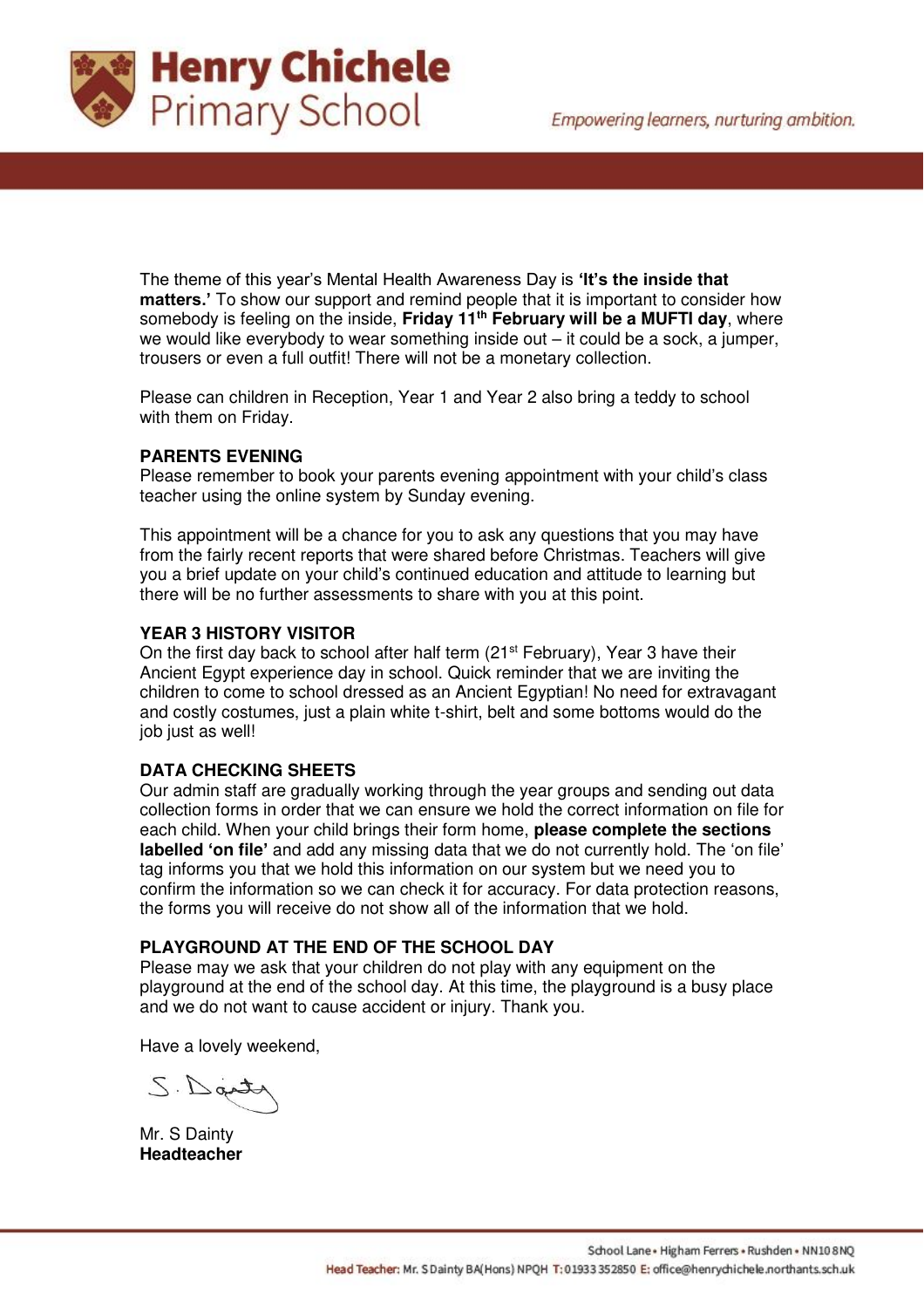The theme of this year's Mental Health Awareness Day is **'It's the inside that matters.'** To show our support and remind people that it is important to consider how somebody is feeling on the inside, **Friday 11th February will be a MUFTI day**, where we would like everybody to wear something inside out – it could be a sock, a jumper, trousers or even a full outfit! There will not be a monetary collection.

Please can children in Reception, Year 1 and Year 2 also bring a teddy to school with them on Friday.

**PARENTS EVENING**
Please remember to book your parents evening appointment with your child's class teacher using the online system by Sunday evening.

This appointment will be a chance for you to ask any questions that you may have from the fairly recent reports that were shared before Christmas. Teachers will give you a brief update on your child's continued education and attitude to learning but there will be no further assessments to share with you at this point.

**YEAR 3 HISTORY VISITOR**
On the first day back to school after half term (21st February), Year 3 have their Ancient Egypt experience day in school. Quick reminder that we are inviting the children to come to school dressed as an Ancient Egyptian! No need for extravagant and costly costumes, just a plain white t-shirt, belt and some bottoms would do the job just as well!

**DATA CHECKING SHEETS**
Our admin staff are gradually working through the year groups and sending out data collection forms in order that we can ensure we hold the correct information on file for each child. When your child brings their form home, **please complete the sections labelled 'on file'** and add any missing data that we do not currently hold. The 'on file' tag informs you that we hold this information on our system but we need you to confirm the information so we can check it for accuracy. For data protection reasons, the forms you will receive do not show all of the information that we hold.

**PLAYGROUND AT THE END OF THE SCHOOL DAY**
Please may we ask that your children do not play with any equipment on the playground at the end of the school day. At this time, the playground is a busy place and we do not want to cause accident or injury. Thank you.

Have a lovely weekend,

S. Dainty

Mr. S Dainty
**Headteacher**